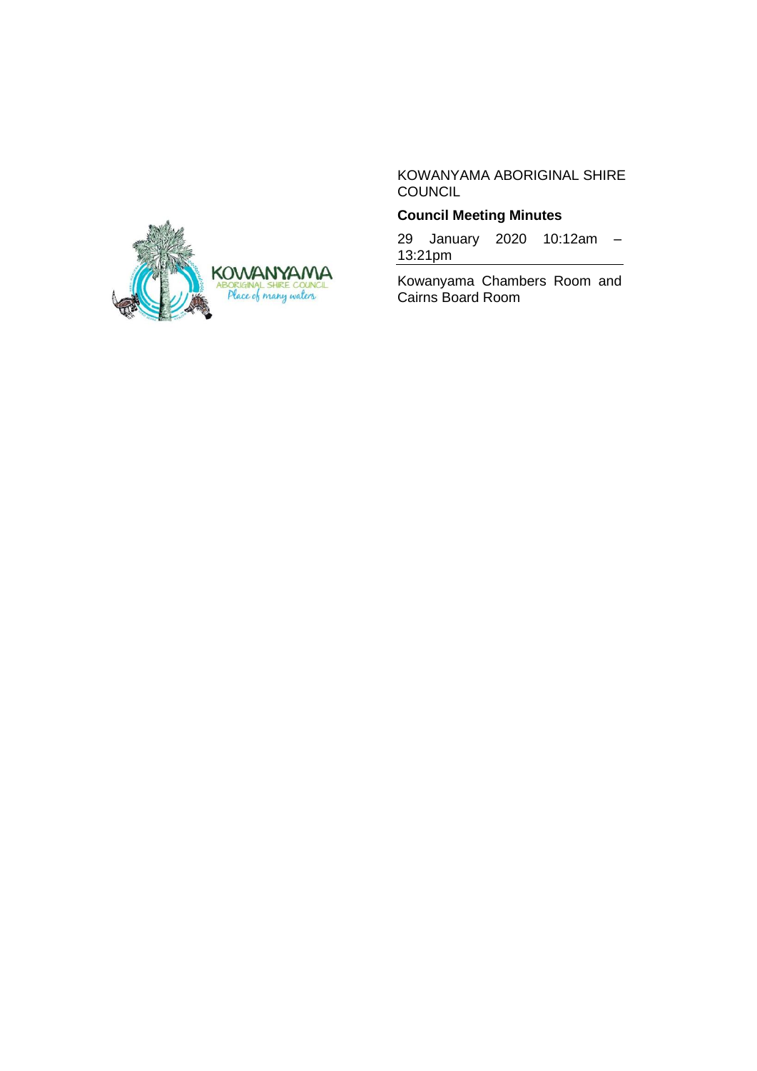KOWANYAMA ABORIGINAL SHIRE COUNCIL

**Council Meeting Minutes**

29 January 2020 10:12am – 13:21pm

Kowanyama Chambers Room and Cairns Board Room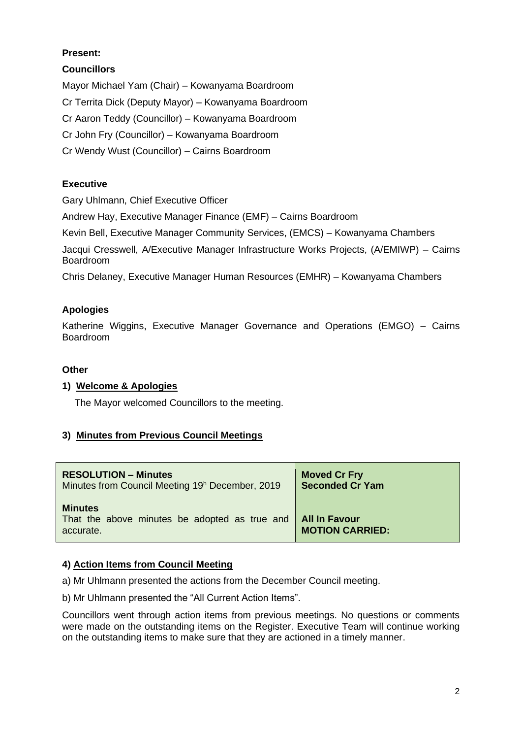**Present:**

**Councillors**

Mayor Michael Yam (Chair) – Kowanyama Boardroom

Cr Territa Dick (Deputy Mayor) – Kowanyama Boardroom

Cr Aaron Teddy (Councillor) – Kowanyama Boardroom

Cr John Fry (Councillor) – Kowanyama Boardroom

Cr Wendy Wust (Councillor) – Cairns Boardroom

**Executive**

Gary Uhlmann, Chief Executive Officer

Andrew Hay, Executive Manager Finance (EMF) – Cairns Boardroom

Kevin Bell, Executive Manager Community Services, (EMCS) – Kowanyama Chambers

Jacqui Cresswell, A/Executive Manager Infrastructure Works Projects, (A/EMIWP) – Cairns Boardroom

Chris Delaney, Executive Manager Human Resources (EMHR) – Kowanyama Chambers

**Apologies**

Katherine Wiggins, Executive Manager Governance and Operations (EMGO) – Cairns Boardroom

**Other**

**1) Welcome & Apologies**

The Mayor welcomed Councillors to the meeting.

**3) Minutes from Previous Council Meetings**

| | |
|---|---|
| **RESOLUTION – Minutes**<br>Minutes from Council Meeting 19h December, 2019 | **Moved Cr Fry**<br>**Seconded Cr Yam** |
| **Minutes**<br>That the above minutes be adopted as true and accurate. | **All In Favour**<br>**MOTION CARRIED:** |

**4) Action Items from Council Meeting**

a) Mr Uhlmann presented the actions from the December Council meeting.

b) Mr Uhlmann presented the "All Current Action Items".

Councillors went through action items from previous meetings. No questions or comments were made on the outstanding items on the Register. Executive Team will continue working on the outstanding items to make sure that they are actioned in a timely manner.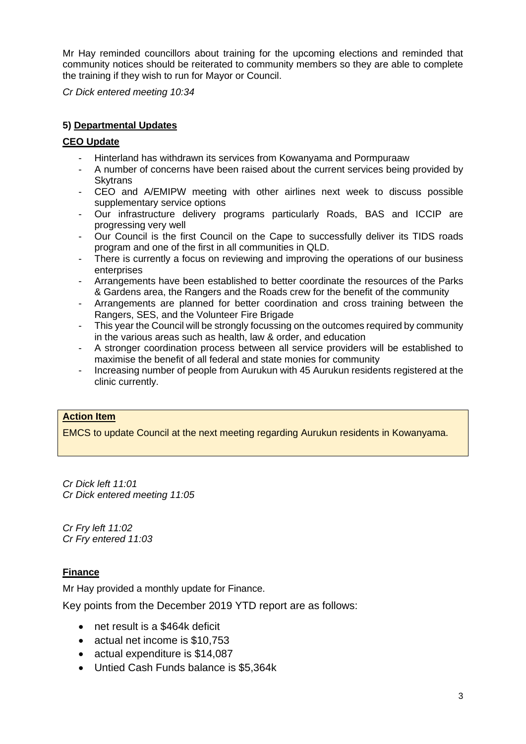Mr Hay reminded councillors about training for the upcoming elections and reminded that community notices should be reiterated to community members so they are able to complete the training if they wish to run for Mayor or Council.

*Cr Dick entered meeting 10:34*

### 5) Departmental Updates

**CEO Update**

- Hinterland has withdrawn its services from Kowanyama and Pormpuraaw
- A number of concerns have been raised about the current services being provided by Skytrans
- CEO and A/EMIPW meeting with other airlines next week to discuss possible supplementary service options
- Our infrastructure delivery programs particularly Roads, BAS and ICCIP are progressing very well
- Our Council is the first Council on the Cape to successfully deliver its TIDS roads program and one of the first in all communities in QLD.
- There is currently a focus on reviewing and improving the operations of our business enterprises
- Arrangements have been established to better coordinate the resources of the Parks & Gardens area, the Rangers and the Roads crew for the benefit of the community
- Arrangements are planned for better coordination and cross training between the Rangers, SES, and the Volunteer Fire Brigade
- This year the Council will be strongly focussing on the outcomes required by community in the various areas such as health, law & order, and education
- A stronger coordination process between all service providers will be established to maximise the benefit of all federal and state monies for community
- Increasing number of people from Aurukun with 45 Aurukun residents registered at the clinic currently.

**Action Item**

EMCS to update Council at the next meeting regarding Aurukun residents in Kowanyama.

*Cr Dick left 11:01*
*Cr Dick entered meeting 11:05*

*Cr Fry left 11:02*
*Cr Fry entered 11:03*

**Finance**

Mr Hay provided a monthly update for Finance.

Key points from the December 2019 YTD report are as follows:

- net result is a $464k deficit
- actual net income is $10,753
- actual expenditure is $14,087
- Untied Cash Funds balance is $5,364k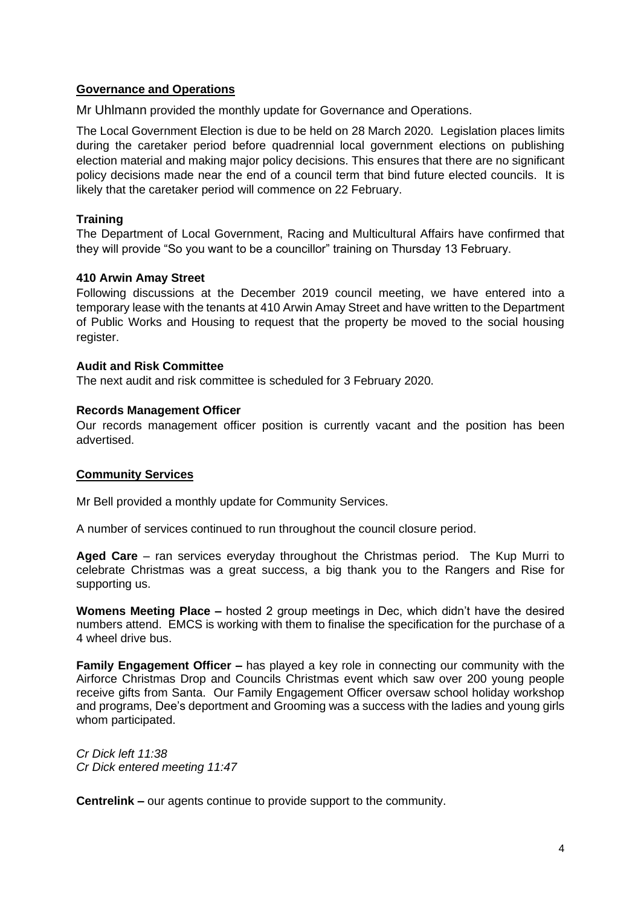## Governance and Operations

Mr Uhlmann provided the monthly update for Governance and Operations.

The Local Government Election is due to be held on 28 March 2020. Legislation places limits during the caretaker period before quadrennial local government elections on publishing election material and making major policy decisions. This ensures that there are no significant policy decisions made near the end of a council term that bind future elected councils. It is likely that the caretaker period will commence on 22 February.

### Training

The Department of Local Government, Racing and Multicultural Affairs have confirmed that they will provide "So you want to be a councillor" training on Thursday 13 February.

### 410 Arwin Amay Street

Following discussions at the December 2019 council meeting, we have entered into a temporary lease with the tenants at 410 Arwin Amay Street and have written to the Department of Public Works and Housing to request that the property be moved to the social housing register.

### Audit and Risk Committee

The next audit and risk committee is scheduled for 3 February 2020.

### Records Management Officer

Our records management officer position is currently vacant and the position has been advertised.

## Community Services

Mr Bell provided a monthly update for Community Services.

A number of services continued to run throughout the council closure period.

**Aged Care** – ran services everyday throughout the Christmas period. The Kup Murri to celebrate Christmas was a great success, a big thank you to the Rangers and Rise for supporting us.

**Womens Meeting Place –** hosted 2 group meetings in Dec, which didn't have the desired numbers attend. EMCS is working with them to finalise the specification for the purchase of a 4 wheel drive bus.

**Family Engagement Officer –** has played a key role in connecting our community with the Airforce Christmas Drop and Councils Christmas event which saw over 200 young people receive gifts from Santa. Our Family Engagement Officer oversaw school holiday workshop and programs, Dee's deportment and Grooming was a success with the ladies and young girls whom participated.

*Cr Dick left 11:38*
*Cr Dick entered meeting 11:47*

**Centrelink –** our agents continue to provide support to the community.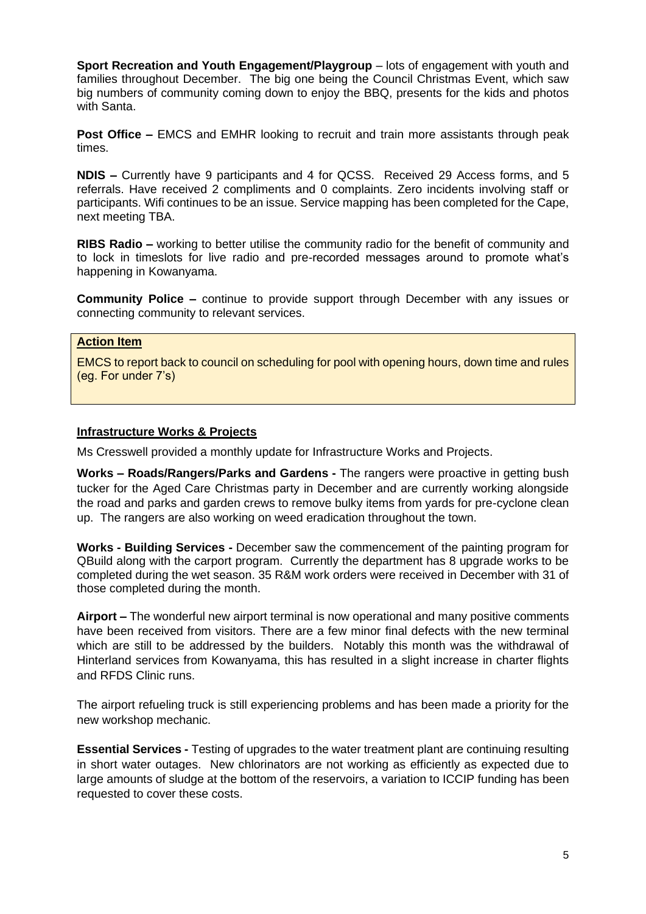**Sport Recreation and Youth Engagement/Playgroup** – lots of engagement with youth and families throughout December. The big one being the Council Christmas Event, which saw big numbers of community coming down to enjoy the BBQ, presents for the kids and photos with Santa.

**Post Office –** EMCS and EMHR looking to recruit and train more assistants through peak times.

**NDIS –** Currently have 9 participants and 4 for QCSS. Received 29 Access forms, and 5 referrals. Have received 2 compliments and 0 complaints. Zero incidents involving staff or participants. Wifi continues to be an issue. Service mapping has been completed for the Cape, next meeting TBA.

**RIBS Radio –** working to better utilise the community radio for the benefit of community and to lock in timeslots for live radio and pre-recorded messages around to promote what's happening in Kowanyama.

**Community Police –** continue to provide support through December with any issues or connecting community to relevant services.

**Action Item**

EMCS to report back to council on scheduling for pool with opening hours, down time and rules (eg. For under 7's)

## Infrastructure Works & Projects

Ms Cresswell provided a monthly update for Infrastructure Works and Projects.

**Works – Roads/Rangers/Parks and Gardens -** The rangers were proactive in getting bush tucker for the Aged Care Christmas party in December and are currently working alongside the road and parks and garden crews to remove bulky items from yards for pre-cyclone clean up. The rangers are also working on weed eradication throughout the town.

**Works - Building Services -** December saw the commencement of the painting program for QBuild along with the carport program. Currently the department has 8 upgrade works to be completed during the wet season. 35 R&M work orders were received in December with 31 of those completed during the month.

**Airport –** The wonderful new airport terminal is now operational and many positive comments have been received from visitors. There are a few minor final defects with the new terminal which are still to be addressed by the builders. Notably this month was the withdrawal of Hinterland services from Kowanyama, this has resulted in a slight increase in charter flights and RFDS Clinic runs.

The airport refueling truck is still experiencing problems and has been made a priority for the new workshop mechanic.

**Essential Services -** Testing of upgrades to the water treatment plant are continuing resulting in short water outages. New chlorinators are not working as efficiently as expected due to large amounts of sludge at the bottom of the reservoirs, a variation to ICCIP funding has been requested to cover these costs.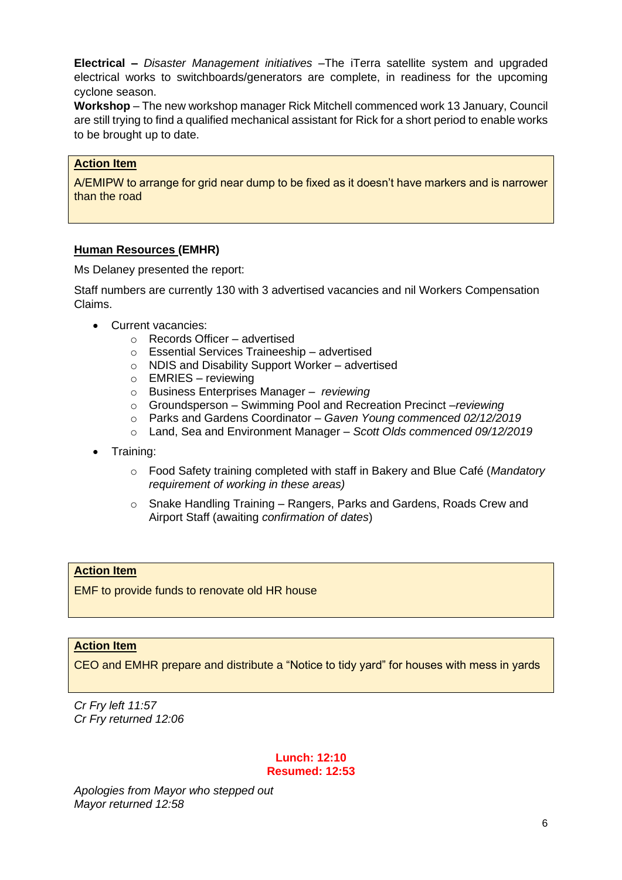**Electrical –** *Disaster Management initiatives* –The iTerra satellite system and upgraded electrical works to switchboards/generators are complete, in readiness for the upcoming cyclone season.

**Workshop** – The new workshop manager Rick Mitchell commenced work 13 January, Council are still trying to find a qualified mechanical assistant for Rick for a short period to enable works to be brought up to date.

> **Action Item**
>
> A/EMIPW to arrange for grid near dump to be fixed as it doesn't have markers and is narrower than the road

### Human Resources (EMHR)

Ms Delaney presented the report:

Staff numbers are currently 130 with 3 advertised vacancies and nil Workers Compensation Claims.

- Current vacancies:
  - Records Officer – advertised
  - Essential Services Traineeship – advertised
  - NDIS and Disability Support Worker – advertised
  - EMRIES – reviewing
  - Business Enterprises Manager – *reviewing*
  - Groundsperson – Swimming Pool and Recreation Precinct –*reviewing*
  - Parks and Gardens Coordinator – *Gaven Young commenced 02/12/2019*
  - Land, Sea and Environment Manager – *Scott Olds commenced 09/12/2019*
- Training:
  - Food Safety training completed with staff in Bakery and Blue Café (*Mandatory requirement of working in these areas)*
  - Snake Handling Training – Rangers, Parks and Gardens, Roads Crew and Airport Staff (awaiting *confirmation of dates*)

> **Action Item**
>
> EMF to provide funds to renovate old HR house

> **Action Item**
>
> CEO and EMHR prepare and distribute a "Notice to tidy yard" for houses with mess in yards

*Cr Fry left 11:57*
*Cr Fry returned 12:06*

**Lunch: 12:10**
**Resumed: 12:53**

*Apologies from Mayor who stepped out*
*Mayor returned 12:58*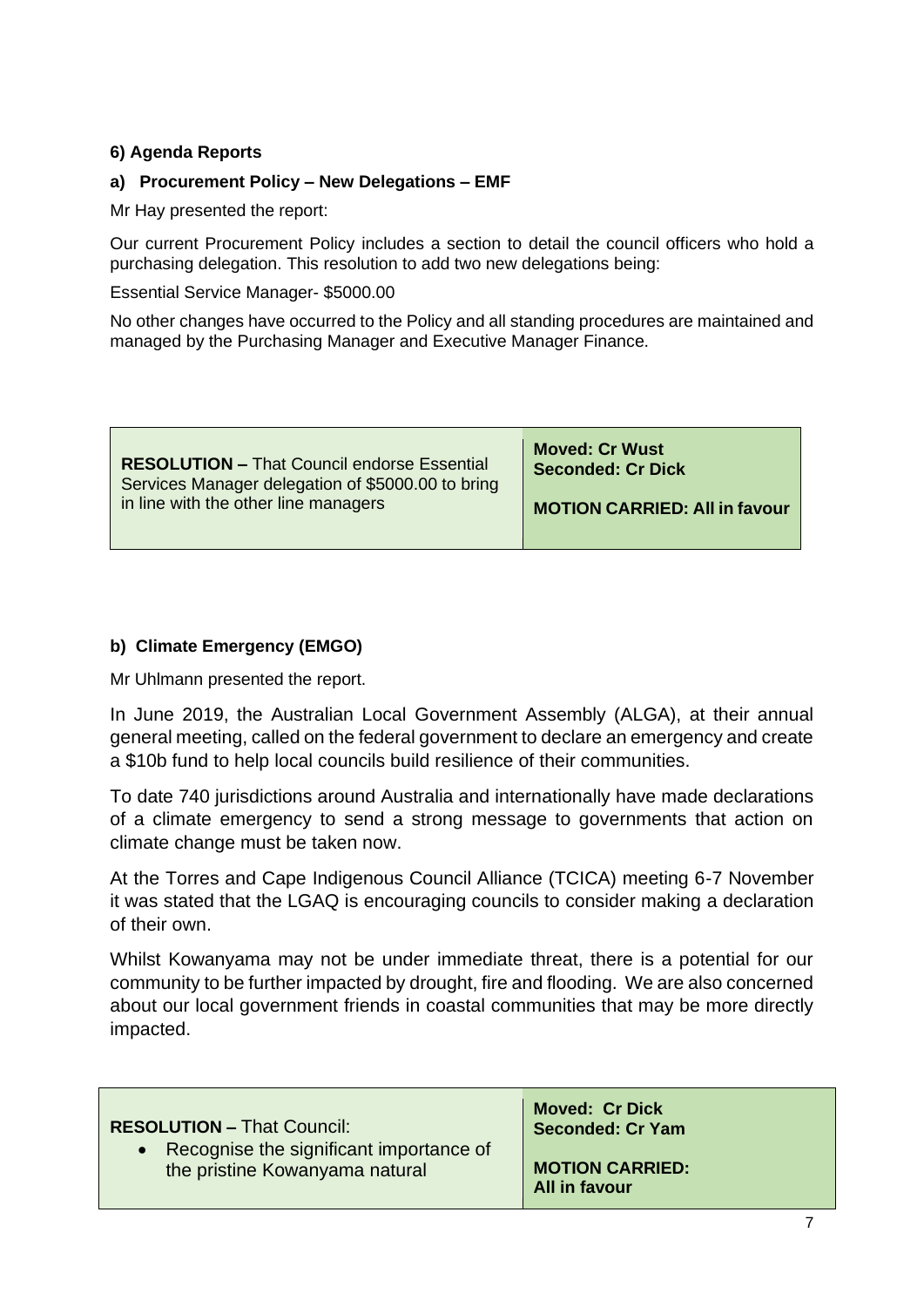**6) Agenda Reports**

**a) Procurement Policy – New Delegations – EMF**

Mr Hay presented the report:

Our current Procurement Policy includes a section to detail the council officers who hold a purchasing delegation. This resolution to add two new delegations being:

Essential Service Manager- $5000.00

No other changes have occurred to the Policy and all standing procedures are maintained and managed by the Purchasing Manager and Executive Manager Finance.

| **RESOLUTION –** That Council endorse Essential Services Manager delegation of $5000.00 to bring in line with the other line managers | **Moved: Cr Wust**<br>**Seconded: Cr Dick**<br><br>**MOTION CARRIED: All in favour** |
|---|---|

**b) Climate Emergency (EMGO)**

Mr Uhlmann presented the report.

In June 2019, the Australian Local Government Assembly (ALGA), at their annual general meeting, called on the federal government to declare an emergency and create a $10b fund to help local councils build resilience of their communities.

To date 740 jurisdictions around Australia and internationally have made declarations of a climate emergency to send a strong message to governments that action on climate change must be taken now.

At the Torres and Cape Indigenous Council Alliance (TCICA) meeting 6-7 November it was stated that the LGAQ is encouraging councils to consider making a declaration of their own.

Whilst Kowanyama may not be under immediate threat, there is a potential for our community to be further impacted by drought, fire and flooding. We are also concerned about our local government friends in coastal communities that may be more directly impacted.

| **RESOLUTION –** That Council:<br>• Recognise the significant importance of the pristine Kowanyama natural | **Moved: Cr Dick**<br>**Seconded: Cr Yam**<br><br>**MOTION CARRIED: All in favour** |
|---|---|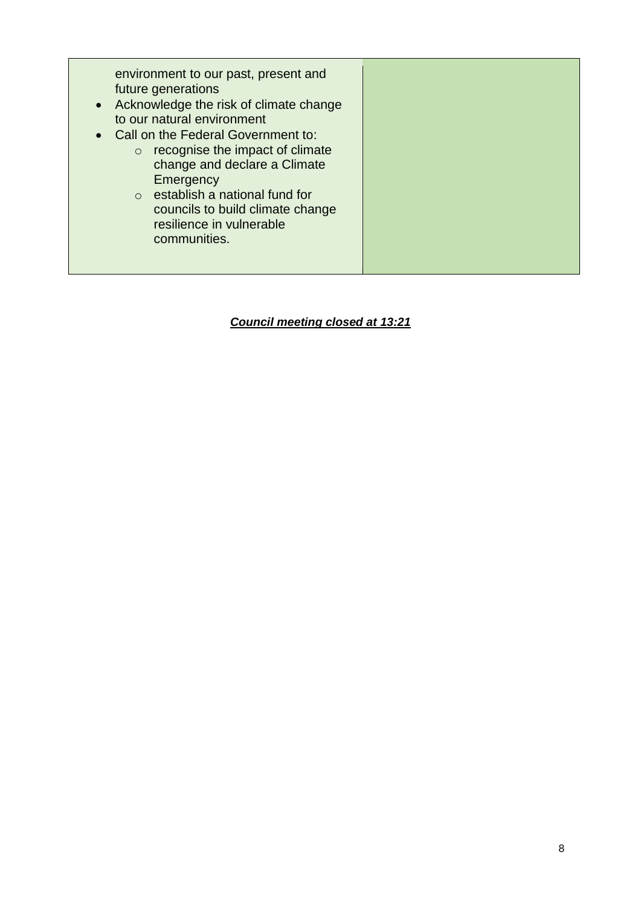| | |
|---|---|
| environment to our past, present and future generations<br>• Acknowledge the risk of climate change to our natural environment<br>• Call on the Federal Government to:<br>  ○ recognise the impact of climate change and declare a Climate Emergency<br>  ○ establish a national fund for councils to build climate change resilience in vulnerable communities. | |

***Council meeting closed at 13:21***